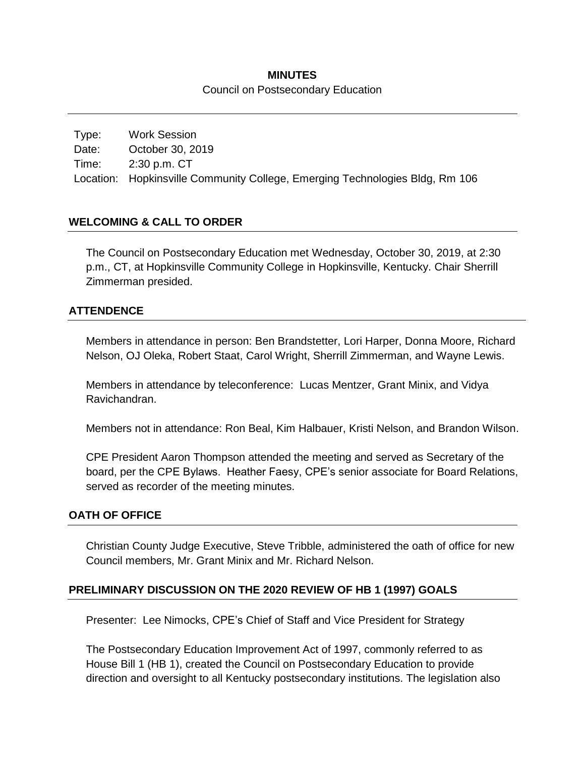**MINUTES**

Council on Postsecondary Education

| | |
|---|---|
| Type: | Work Session |
| Date: | October 30, 2019 |
| Time: | 2:30 p.m. CT |
| Location: | Hopkinsville Community College, Emerging Technologies Bldg, Rm 106 |

## WELCOMING & CALL TO ORDER

The Council on Postsecondary Education met Wednesday, October 30, 2019, at 2:30 p.m., CT, at Hopkinsville Community College in Hopkinsville, Kentucky. Chair Sherrill Zimmerman presided.

## ATTENDENCE

Members in attendance in person: Ben Brandstetter, Lori Harper, Donna Moore, Richard Nelson, OJ Oleka, Robert Staat, Carol Wright, Sherrill Zimmerman, and Wayne Lewis.

Members in attendance by teleconference: Lucas Mentzer, Grant Minix, and Vidya Ravichandran.

Members not in attendance: Ron Beal, Kim Halbauer, Kristi Nelson, and Brandon Wilson.

CPE President Aaron Thompson attended the meeting and served as Secretary of the board, per the CPE Bylaws. Heather Faesy, CPE's senior associate for Board Relations, served as recorder of the meeting minutes.

## OATH OF OFFICE

Christian County Judge Executive, Steve Tribble, administered the oath of office for new Council members, Mr. Grant Minix and Mr. Richard Nelson.

## PRELIMINARY DISCUSSION ON THE 2020 REVIEW OF HB 1 (1997) GOALS

Presenter: Lee Nimocks, CPE's Chief of Staff and Vice President for Strategy

The Postsecondary Education Improvement Act of 1997, commonly referred to as House Bill 1 (HB 1), created the Council on Postsecondary Education to provide direction and oversight to all Kentucky postsecondary institutions. The legislation also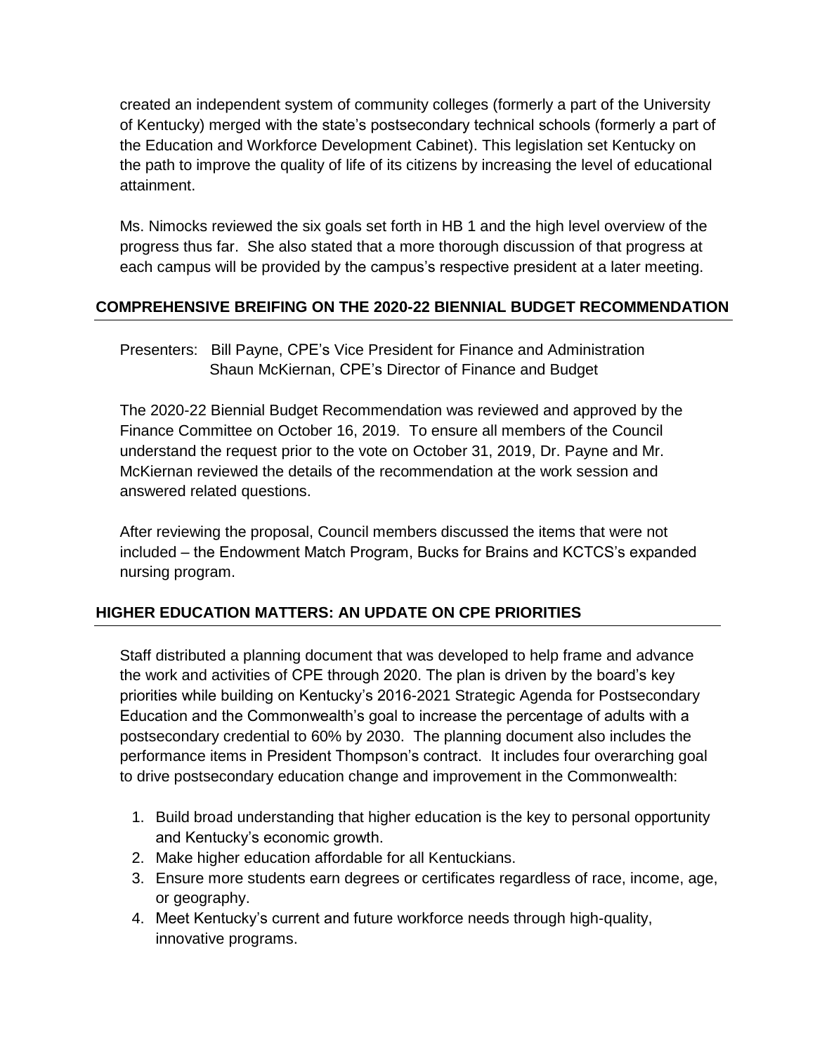created an independent system of community colleges (formerly a part of the University of Kentucky) merged with the state's postsecondary technical schools (formerly a part of the Education and Workforce Development Cabinet). This legislation set Kentucky on the path to improve the quality of life of its citizens by increasing the level of educational attainment.

Ms. Nimocks reviewed the six goals set forth in HB 1 and the high level overview of the progress thus far. She also stated that a more thorough discussion of that progress at each campus will be provided by the campus's respective president at a later meeting.

## COMPREHENSIVE BREIFING ON THE 2020-22 BIENNIAL BUDGET RECOMMENDATION

Presenters: Bill Payne, CPE's Vice President for Finance and Administration
Shaun McKiernan, CPE's Director of Finance and Budget

The 2020-22 Biennial Budget Recommendation was reviewed and approved by the Finance Committee on October 16, 2019. To ensure all members of the Council understand the request prior to the vote on October 31, 2019, Dr. Payne and Mr. McKiernan reviewed the details of the recommendation at the work session and answered related questions.

After reviewing the proposal, Council members discussed the items that were not included – the Endowment Match Program, Bucks for Brains and KCTCS's expanded nursing program.

## HIGHER EDUCATION MATTERS: AN UPDATE ON CPE PRIORITIES

Staff distributed a planning document that was developed to help frame and advance the work and activities of CPE through 2020. The plan is driven by the board's key priorities while building on Kentucky's 2016-2021 Strategic Agenda for Postsecondary Education and the Commonwealth's goal to increase the percentage of adults with a postsecondary credential to 60% by 2030. The planning document also includes the performance items in President Thompson's contract. It includes four overarching goal to drive postsecondary education change and improvement in the Commonwealth:

1. Build broad understanding that higher education is the key to personal opportunity and Kentucky's economic growth.
2. Make higher education affordable for all Kentuckians.
3. Ensure more students earn degrees or certificates regardless of race, income, age, or geography.
4. Meet Kentucky's current and future workforce needs through high-quality, innovative programs.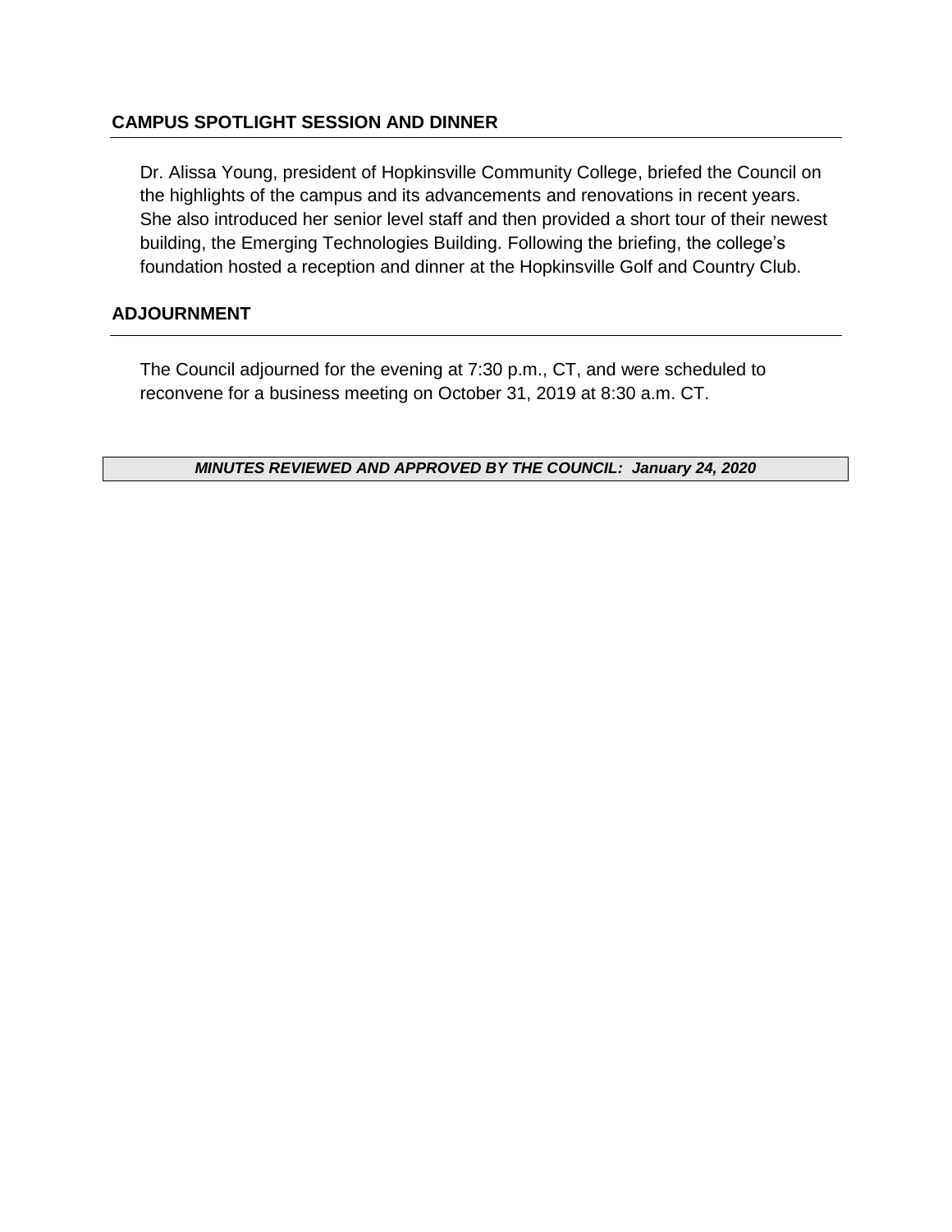## CAMPUS SPOTLIGHT SESSION AND DINNER

Dr. Alissa Young, president of Hopkinsville Community College, briefed the Council on the highlights of the campus and its advancements and renovations in recent years. She also introduced her senior level staff and then provided a short tour of their newest building, the Emerging Technologies Building. Following the briefing, the college's foundation hosted a reception and dinner at the Hopkinsville Golf and Country Club.

## ADJOURNMENT

The Council adjourned for the evening at 7:30 p.m., CT, and were scheduled to reconvene for a business meeting on October 31, 2019 at 8:30 a.m. CT.

***MINUTES REVIEWED AND APPROVED BY THE COUNCIL: January 24, 2020***